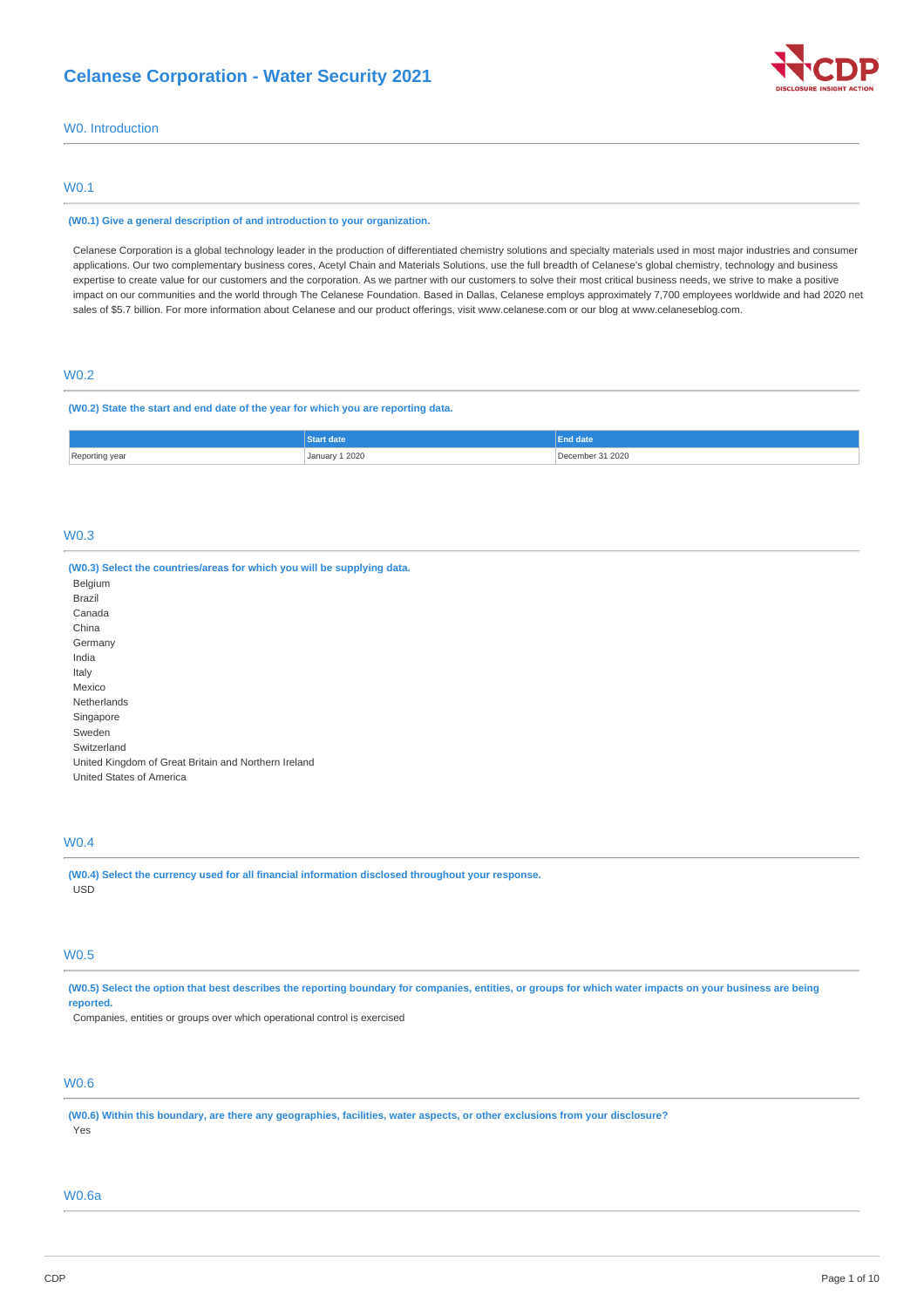# Celanese Corporation - Water Security 2021

## W0. Introduction

### W0.1

**(W0.1) Give a general description of and introduction to your organization.**

Celanese Corporation is a global technology leader in the production of differentiated chemistry solutions and specialty materials used in most major industries and consumer applications. Our two complementary business cores, Acetyl Chain and Materials Solutions, use the full breadth of Celanese's global chemistry, technology and business expertise to create value for our customers and the corporation. As we partner with our customers to solve their most critical business needs, we strive to make a positive impact on our communities and the world through The Celanese Foundation. Based in Dallas, Celanese employs approximately 7,700 employees worldwide and had 2020 net sales of $5.7 billion. For more information about Celanese and our product offerings, visit www.celanese.com or our blog at www.celaneseblog.com.

### W0.2

**(W0.2) State the start and end date of the year for which you are reporting data.**

| | Start date | End date |
|---|---|---|
| Reporting year | January 1 2020 | December 31 2020 |

### W0.3

**(W0.3) Select the countries/areas for which you will be supplying data.**

Belgium
Brazil
Canada
China
Germany
India
Italy
Mexico
Netherlands
Singapore
Sweden
Switzerland
United Kingdom of Great Britain and Northern Ireland
United States of America

### W0.4

**(W0.4) Select the currency used for all financial information disclosed throughout your response.**

USD

### W0.5

**(W0.5) Select the option that best describes the reporting boundary for companies, entities, or groups for which water impacts on your business are being reported.**

Companies, entities or groups over which operational control is exercised

### W0.6

**(W0.6) Within this boundary, are there any geographies, facilities, water aspects, or other exclusions from your disclosure?**

Yes

### W0.6a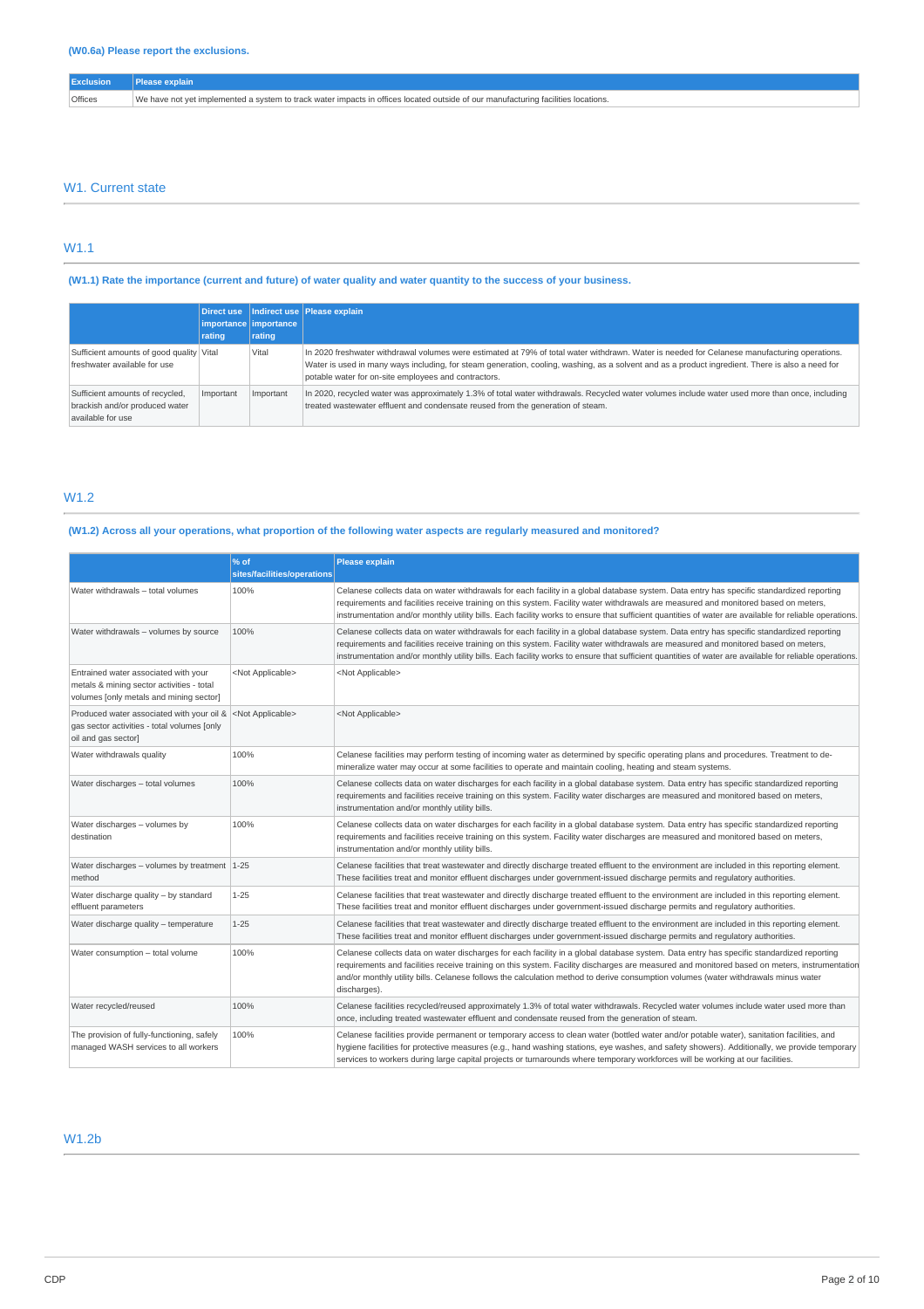### (W0.6a) Please report the exclusions.

| Exclusion | Please explain |
|---|---|
| Offices | We have not yet implemented a system to track water impacts in offices located outside of our manufacturing facilities locations. |

## W1. Current state

## W1.1

### (W1.1) Rate the importance (current and future) of water quality and water quantity to the success of your business.

| | Direct use importance rating | Indirect use importance rating | Please explain |
|---|---|---|---|
| Sufficient amounts of good quality freshwater available for use | Vital | Vital | In 2020 freshwater withdrawal volumes were estimated at 79% of total water withdrawn. Water is needed for Celanese manufacturing operations. Water is used in many ways including, for steam generation, cooling, washing, as a solvent and as a product ingredient. There is also a need for potable water for on-site employees and contractors. |
| Sufficient amounts of recycled, brackish and/or produced water available for use | Important | Important | In 2020, recycled water was approximately 1.3% of total water withdrawals. Recycled water volumes include water used more than once, including treated wastewater effluent and condensate reused from the generation of steam. |

## W1.2

### (W1.2) Across all your operations, what proportion of the following water aspects are regularly measured and monitored?

| | % of sites/facilities/operations | Please explain |
|---|---|---|
| Water withdrawals – total volumes | 100% | Celanese collects data on water withdrawals for each facility in a global database system. Data entry has specific standardized reporting requirements and facilities receive training on this system. Facility water withdrawals are measured and monitored based on meters, instrumentation and/or monthly utility bills. Each facility works to ensure that sufficient quantities of water are available for reliable operations. |
| Water withdrawals – volumes by source | 100% | Celanese collects data on water withdrawals for each facility in a global database system. Data entry has specific standardized reporting requirements and facilities receive training on this system. Facility water withdrawals are measured and monitored based on meters, instrumentation and/or monthly utility bills. Each facility works to ensure that sufficient quantities of water are available for reliable operations. |
| Entrained water associated with your metals & mining sector activities - total volumes [only metals and mining sector] | <Not Applicable> | <Not Applicable> |
| Produced water associated with your oil & gas sector activities - total volumes [only oil and gas sector] | <Not Applicable> | <Not Applicable> |
| Water withdrawals quality | 100% | Celanese facilities may perform testing of incoming water as determined by specific operating plans and procedures. Treatment to de-mineralize water may occur at some facilities to operate and maintain cooling, heating and steam systems. |
| Water discharges – total volumes | 100% | Celanese collects data on water discharges for each facility in a global database system. Data entry has specific standardized reporting requirements and facilities receive training on this system. Facility water discharges are measured and monitored based on meters, instrumentation and/or monthly utility bills. |
| Water discharges – volumes by destination | 100% | Celanese collects data on water discharges for each facility in a global database system. Data entry has specific standardized reporting requirements and facilities receive training on this system. Facility water discharges are measured and monitored based on meters, instrumentation and/or monthly utility bills. |
| Water discharges – volumes by treatment method | 1-25 | Celanese facilities that treat wastewater and directly discharge treated effluent to the environment are included in this reporting element. These facilities treat and monitor effluent discharges under government-issued discharge permits and regulatory authorities. |
| Water discharge quality – by standard effluent parameters | 1-25 | Celanese facilities that treat wastewater and directly discharge treated effluent to the environment are included in this reporting element. These facilities treat and monitor effluent discharges under government-issued discharge permits and regulatory authorities. |
| Water discharge quality – temperature | 1-25 | Celanese facilities that treat wastewater and directly discharge treated effluent to the environment are included in this reporting element. These facilities treat and monitor effluent discharges under government-issued discharge permits and regulatory authorities. |
| Water consumption – total volume | 100% | Celanese collects data on water discharges for each facility in a global database system. Data entry has specific standardized reporting requirements and facilities receive training on this system. Facility discharges are measured and monitored based on meters, instrumentation and/or monthly utility bills. Celanese follows the calculation method to derive consumption volumes (water withdrawals minus water discharges). |
| Water recycled/reused | 100% | Celanese facilities recycled/reused approximately 1.3% of total water withdrawals. Recycled water volumes include water used more than once, including treated wastewater effluent and condensate reused from the generation of steam. |
| The provision of fully-functioning, safely managed WASH services to all workers | 100% | Celanese facilities provide permanent or temporary access to clean water (bottled water and/or potable water), sanitation facilities, and hygiene facilities for protective measures (e.g., hand washing stations, eye washes, and safety showers). Additionally, we provide temporary services to workers during large capital projects or turnarounds where temporary workforces will be working at our facilities. |

## W1.2b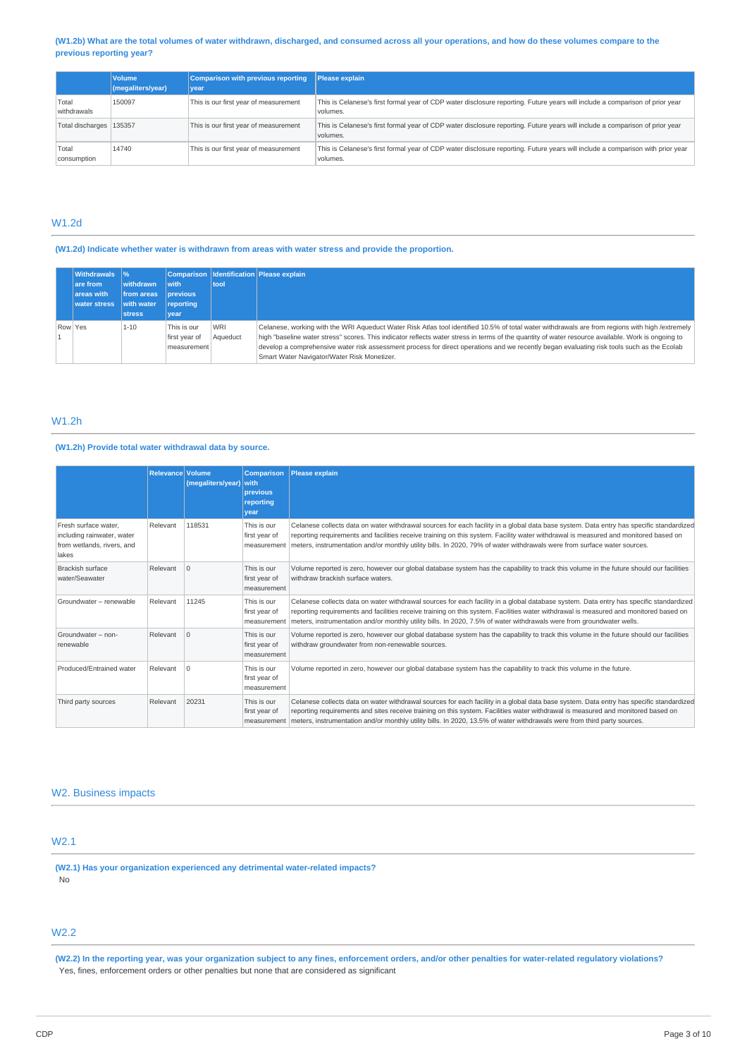**(W1.2b) What are the total volumes of water withdrawn, discharged, and consumed across all your operations, and how do these volumes compare to the previous reporting year?**

| | Volume (megaliters/year) | Comparison with previous reporting year | Please explain |
|---|---|---|---|
| Total withdrawals | 150097 | This is our first year of measurement | This is Celanese's first formal year of CDP water disclosure reporting. Future years will include a comparison of prior year volumes. |
| Total discharges | 135357 | This is our first year of measurement | This is Celanese's first formal year of CDP water disclosure reporting. Future years will include a comparison of prior year volumes. |
| Total consumption | 14740 | This is our first year of measurement | This is Celanese's first formal year of CDP water disclosure reporting. Future years will include a comparison with prior year volumes. |

## W1.2d

**(W1.2d) Indicate whether water is withdrawn from areas with water stress and provide the proportion.**

| | Withdrawals are from areas with water stress | % withdrawn from areas with water stress | Comparison with previous reporting year | Identification tool | Please explain |
|---|---|---|---|---|---|
| Row 1 | Yes | 1-10 | This is our first year of measurement | WRI Aqueduct | Celanese, working with the WRI Aqueduct Water Risk Atlas tool identified 10.5% of total water withdrawals are from regions with high /extremely high "baseline water stress" scores. This indicator reflects water stress in terms of the quantity of water resource available. Work is ongoing to develop a comprehensive water risk assessment process for direct operations and we recently began evaluating risk tools such as the Ecolab Smart Water Navigator/Water Risk Monetizer. |

## W1.2h

**(W1.2h) Provide total water withdrawal data by source.**

| | Relevance | Volume (megaliters/year) | Comparison with previous reporting year | Please explain |
|---|---|---|---|---|
| Fresh surface water, including rainwater, water from wetlands, rivers, and lakes | Relevant | 118531 | This is our first year of measurement | Celanese collects data on water withdrawal sources for each facility in a global data base system. Data entry has specific standardized reporting requirements and facilities receive training on this system. Facility water withdrawal is measured and monitored based on meters, instrumentation and/or monthly utility bills. In 2020, 79% of water withdrawals were from surface water sources. |
| Brackish surface water/Seawater | Relevant | 0 | This is our first year of measurement | Volume reported is zero, however our global database system has the capability to track this volume in the future should our facilities withdraw brackish surface waters. |
| Groundwater – renewable | Relevant | 11245 | This is our first year of measurement | Celanese collects data on water withdrawal sources for each facility in a global database system. Data entry has specific standardized reporting requirements and facilities receive training on this system. Facilities water withdrawal is measured and monitored based on meters, instrumentation and/or monthly utility bills. In 2020, 7.5% of water withdrawals were from groundwater wells. |
| Groundwater – non-renewable | Relevant | 0 | This is our first year of measurement | Volume reported is zero, however our global database system has the capability to track this volume in the future should our facilities withdraw groundwater from non-renewable sources. |
| Produced/Entrained water | Relevant | 0 | This is our first year of measurement | Volume reported in zero, however our global database system has the capability to track this volume in the future. |
| Third party sources | Relevant | 20231 | This is our first year of measurement | Celanese collects data on water withdrawal sources for each facility in a global data base system. Data entry has specific standardized reporting requirements and sites receive training on this system. Facilities water withdrawal is measured and monitored based on meters, instrumentation and/or monthly utility bills. In 2020, 13.5% of water withdrawals were from third party sources. |

# W2. Business impacts

## W2.1

**(W2.1) Has your organization experienced any detrimental water-related impacts?**

No

## W2.2

**(W2.2) In the reporting year, was your organization subject to any fines, enforcement orders, and/or other penalties for water-related regulatory violations?**

Yes, fines, enforcement orders or other penalties but none that are considered as significant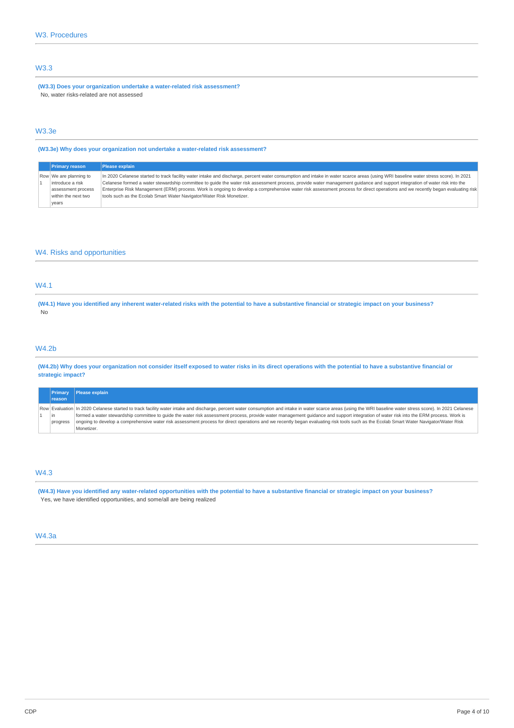## W3. Procedures

### W3.3

**(W3.3) Does your organization undertake a water-related risk assessment?**

No, water risks-related are not assessed

### W3.3e

**(W3.3e) Why does your organization not undertake a water-related risk assessment?**

| | Primary reason | Please explain |
|---|---|---|
| Row 1 | We are planning to introduce a risk assessment process within the next two years | In 2020 Celanese started to track facility water intake and discharge, percent water consumption and intake in water scarce areas (using WRI baseline water stress score). In 2021 Celanese formed a water stewardship committee to guide the water risk assessment process, provide water management guidance and support integration of water risk into the Enterprise Risk Management (ERM) process. Work is ongoing to develop a comprehensive water risk assessment process for direct operations and we recently began evaluating risk tools such as the Ecolab Smart Water Navigator/Water Risk Monetizer. |

## W4. Risks and opportunities

### W4.1

**(W4.1) Have you identified any inherent water-related risks with the potential to have a substantive financial or strategic impact on your business?**

No

### W4.2b

**(W4.2b) Why does your organization not consider itself exposed to water risks in its direct operations with the potential to have a substantive financial or strategic impact?**

| | Primary reason | Please explain |
|---|---|---|
| Row 1 | Evaluation in progress | In 2020 Celanese started to track facility water intake and discharge, percent water consumption and intake in water scarce areas (using the WRI baseline water stress score). In 2021 Celanese formed a water stewardship committee to guide the water risk assessment process, provide water management guidance and support integration of water risk into the ERM process. Work is ongoing to develop a comprehensive water risk assessment process for direct operations and we recently began evaluating risk tools such as the Ecolab Smart Water Navigator/Water Risk Monetizer. |

### W4.3

**(W4.3) Have you identified any water-related opportunities with the potential to have a substantive financial or strategic impact on your business?**

Yes, we have identified opportunities, and some/all are being realized

### W4.3a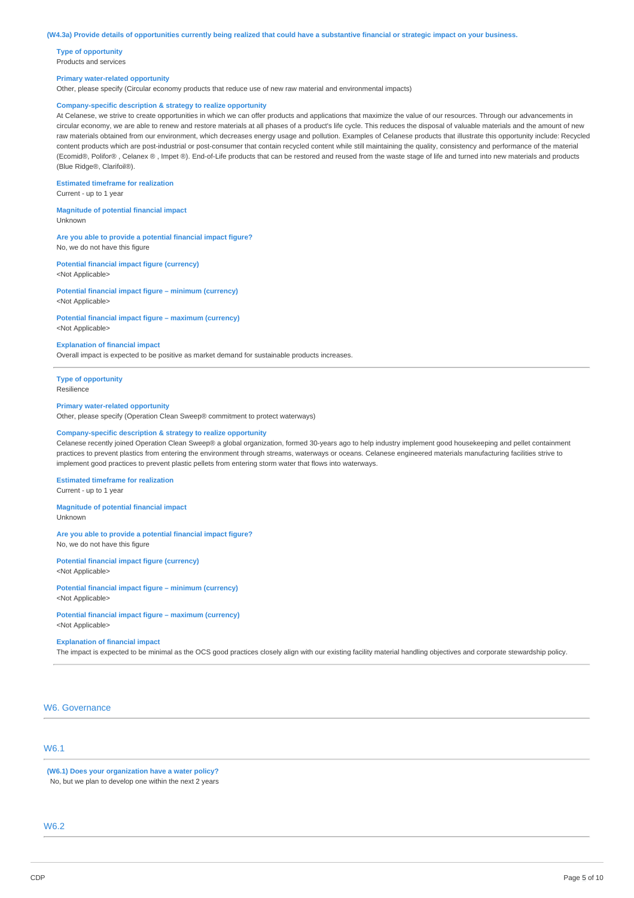**(W4.3a) Provide details of opportunities currently being realized that could have a substantive financial or strategic impact on your business.**

**Type of opportunity**
Products and services

**Primary water-related opportunity**
Other, please specify (Circular economy products that reduce use of new raw material and environmental impacts)

**Company-specific description & strategy to realize opportunity**
At Celanese, we strive to create opportunities in which we can offer products and applications that maximize the value of our resources. Through our advancements in circular economy, we are able to renew and restore materials at all phases of a product's life cycle. This reduces the disposal of valuable materials and the amount of new raw materials obtained from our environment, which decreases energy usage and pollution. Examples of Celanese products that illustrate this opportunity include: Recycled content products which are post-industrial or post-consumer that contain recycled content while still maintaining the quality, consistency and performance of the material (Ecomid®, Polifor® , Celanex ® , Impet ®). End-of-Life products that can be restored and reused from the waste stage of life and turned into new materials and products (Blue Ridge®, Clarifoil®).

**Estimated timeframe for realization**
Current - up to 1 year

**Magnitude of potential financial impact**
Unknown

**Are you able to provide a potential financial impact figure?**
No, we do not have this figure

**Potential financial impact figure (currency)**
<Not Applicable>

**Potential financial impact figure – minimum (currency)**
<Not Applicable>

**Potential financial impact figure – maximum (currency)**
<Not Applicable>

**Explanation of financial impact**
Overall impact is expected to be positive as market demand for sustainable products increases.

---

**Type of opportunity**
Resilience

**Primary water-related opportunity**
Other, please specify (Operation Clean Sweep® commitment to protect waterways)

**Company-specific description & strategy to realize opportunity**
Celanese recently joined Operation Clean Sweep® a global organization, formed 30-years ago to help industry implement good housekeeping and pellet containment practices to prevent plastics from entering the environment through streams, waterways or oceans. Celanese engineered materials manufacturing facilities strive to implement good practices to prevent plastic pellets from entering storm water that flows into waterways.

**Estimated timeframe for realization**
Current - up to 1 year

**Magnitude of potential financial impact**
Unknown

**Are you able to provide a potential financial impact figure?**
No, we do not have this figure

**Potential financial impact figure (currency)**
<Not Applicable>

**Potential financial impact figure – minimum (currency)**
<Not Applicable>

**Potential financial impact figure – maximum (currency)**
<Not Applicable>

**Explanation of financial impact**
The impact is expected to be minimal as the OCS good practices closely align with our existing facility material handling objectives and corporate stewardship policy.

## W6. Governance

### W6.1

**(W6.1) Does your organization have a water policy?**
No, but we plan to develop one within the next 2 years

### W6.2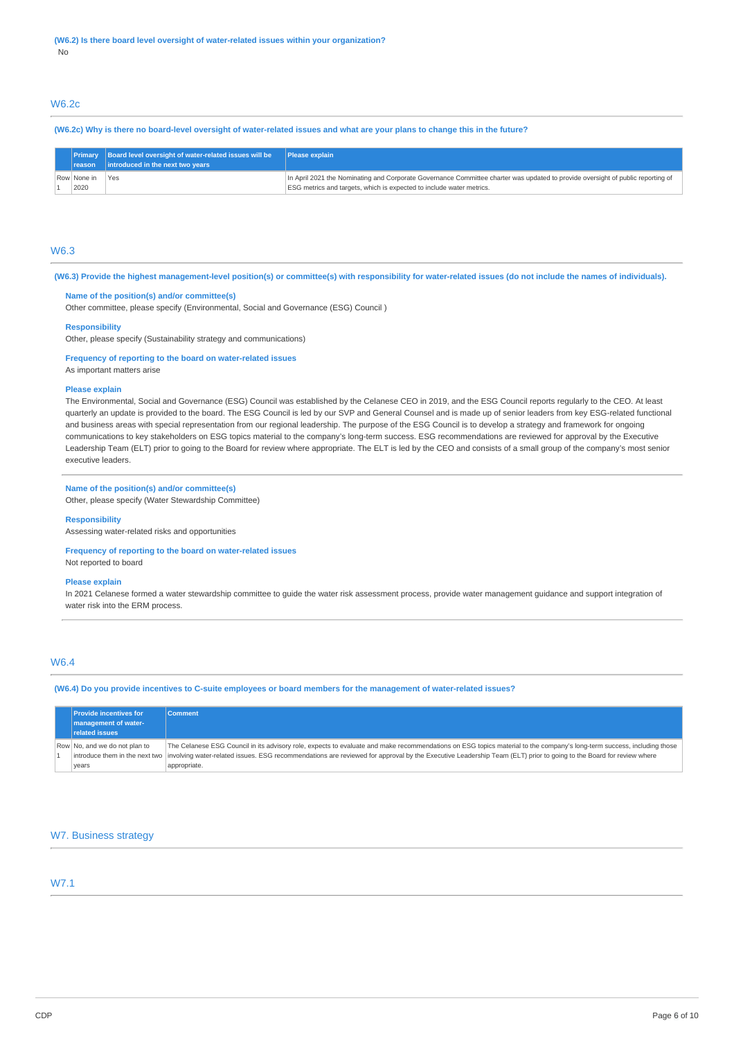**(W6.2) Is there board level oversight of water-related issues within your organization?**

No

## W6.2c

**(W6.2c) Why is there no board-level oversight of water-related issues and what are your plans to change this in the future?**

| | Primary reason | Board level oversight of water-related issues will be introduced in the next two years | Please explain |
|---|---|---|---|
| Row 1 | None in 2020 | Yes | In April 2021 the Nominating and Corporate Governance Committee charter was updated to provide oversight of public reporting of ESG metrics and targets, which is expected to include water metrics. |

## W6.3

**(W6.3) Provide the highest management-level position(s) or committee(s) with responsibility for water-related issues (do not include the names of individuals).**

**Name of the position(s) and/or committee(s)**

Other committee, please specify (Environmental, Social and Governance (ESG) Council )

**Responsibility**

Other, please specify (Sustainability strategy and communications)

**Frequency of reporting to the board on water-related issues**

As important matters arise

**Please explain**

The Environmental, Social and Governance (ESG) Council was established by the Celanese CEO in 2019, and the ESG Council reports regularly to the CEO. At least quarterly an update is provided to the board. The ESG Council is led by our SVP and General Counsel and is made up of senior leaders from key ESG-related functional and business areas with special representation from our regional leadership. The purpose of the ESG Council is to develop a strategy and framework for ongoing communications to key stakeholders on ESG topics material to the company's long-term success. ESG recommendations are reviewed for approval by the Executive Leadership Team (ELT) prior to going to the Board for review where appropriate. The ELT is led by the CEO and consists of a small group of the company's most senior executive leaders.

---

**Name of the position(s) and/or committee(s)**

Other, please specify (Water Stewardship Committee)

**Responsibility**

Assessing water-related risks and opportunities

**Frequency of reporting to the board on water-related issues**

Not reported to board

**Please explain**

In 2021 Celanese formed a water stewardship committee to guide the water risk assessment process, provide water management guidance and support integration of water risk into the ERM process.

## W6.4

**(W6.4) Do you provide incentives to C-suite employees or board members for the management of water-related issues?**

| | Provide incentives for management of water-related issues | Comment |
|---|---|---|
| Row 1 | No, and we do not plan to introduce them in the next two years | The Celanese ESG Council in its advisory role, expects to evaluate and make recommendations on ESG topics material to the company's long-term success, including those involving water-related issues. ESG recommendations are reviewed for approval by the Executive Leadership Team (ELT) prior to going to the Board for review where appropriate. |

# W7. Business strategy

## W7.1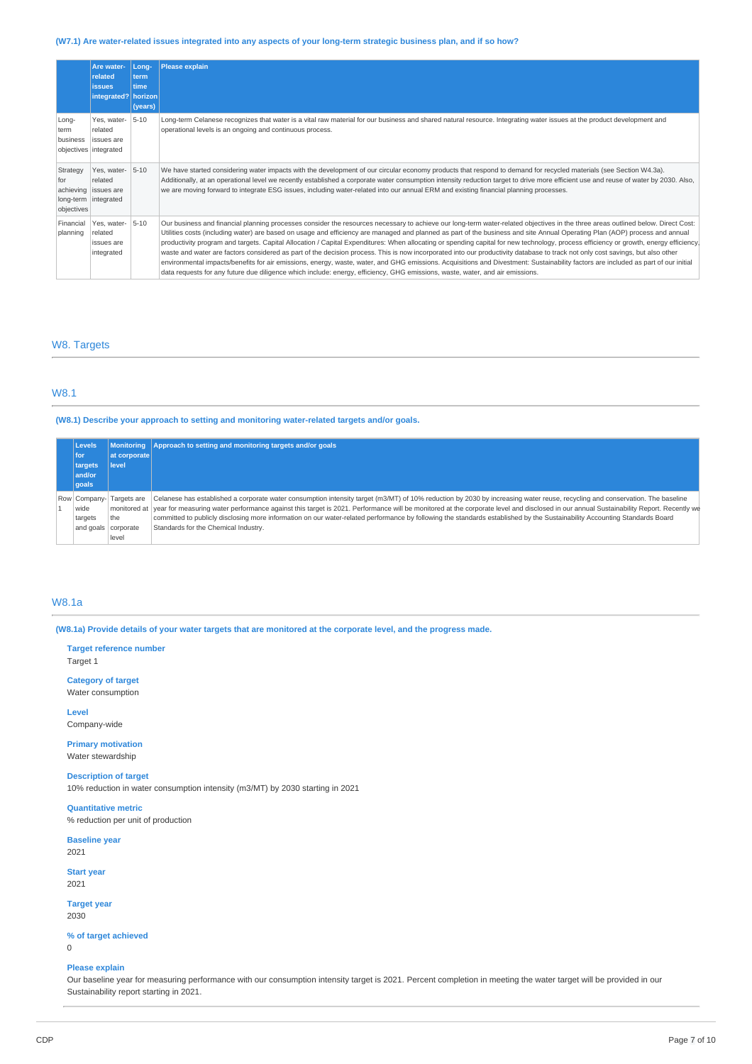**(W7.1) Are water-related issues integrated into any aspects of your long-term strategic business plan, and if so how?**

| | Are water-related issues integrated? | Long-term time horizon (years) | Please explain |
|---|---|---|---|
| Long-term business objectives | Yes, water-related issues are integrated | 5-10 | Long-term Celanese recognizes that water is a vital raw material for our business and shared natural resource. Integrating water issues at the product development and operational levels is an ongoing and continuous process. |
| Strategy for achieving long-term objectives | Yes, water-related issues are integrated | 5-10 | We have started considering water impacts with the development of our circular economy products that respond to demand for recycled materials (see Section W4.3a). Additionally, at an operational level we recently established a corporate water consumption intensity reduction target to drive more efficient use and reuse of water by 2030. Also, we are moving forward to integrate ESG issues, including water-related into our annual ERM and existing financial planning processes. |
| Financial planning | Yes, water-related issues are integrated | 5-10 | Our business and financial planning processes consider the resources necessary to achieve our long-term water-related objectives in the three areas outlined below. Direct Cost: Utilities costs (including water) are based on usage and efficiency are managed and planned as part of the business and site Annual Operating Plan (AOP) process and annual productivity program and targets. Capital Allocation / Capital Expenditures: When allocating or spending capital for new technology, process efficiency or growth, energy efficiency, waste and water are factors considered as part of the decision process. This is now incorporated into our productivity database to track not only cost savings, but also other environmental impacts/benefits for air emissions, energy, waste, water, and GHG emissions. Acquisitions and Divestment: Sustainability factors are included as part of our initial data requests for any future due diligence which include: energy, efficiency, GHG emissions, waste, water, and air emissions. |

## W8. Targets

### W8.1

**(W8.1) Describe your approach to setting and monitoring water-related targets and/or goals.**

| | Levels for targets and/or goals | Monitoring at corporate level | Approach to setting and monitoring targets and/or goals |
|---|---|---|---|
| Row 1 | Company-wide targets and goals | Targets are monitored at the corporate level | Celanese has established a corporate water consumption intensity target (m3/MT) of 10% reduction by 2030 by increasing water reuse, recycling and conservation. The baseline year for measuring water performance against this target is 2021. Performance will be monitored at the corporate level and disclosed in our annual Sustainability Report. Recently we committed to publicly disclosing more information on our water-related performance by following the standards established by the Sustainability Accounting Standards Board Standards for the Chemical Industry. |

### W8.1a

**(W8.1a) Provide details of your water targets that are monitored at the corporate level, and the progress made.**

**Target reference number**
Target 1

**Category of target**
Water consumption

**Level**
Company-wide

**Primary motivation**
Water stewardship

**Description of target**
10% reduction in water consumption intensity (m3/MT) by 2030 starting in 2021

**Quantitative metric**
% reduction per unit of production

**Baseline year**
2021

**Start year**
2021

**Target year**
2030

**% of target achieved**
0

**Please explain**
Our baseline year for measuring performance with our consumption intensity target is 2021. Percent completion in meeting the water target will be provided in our Sustainability report starting in 2021.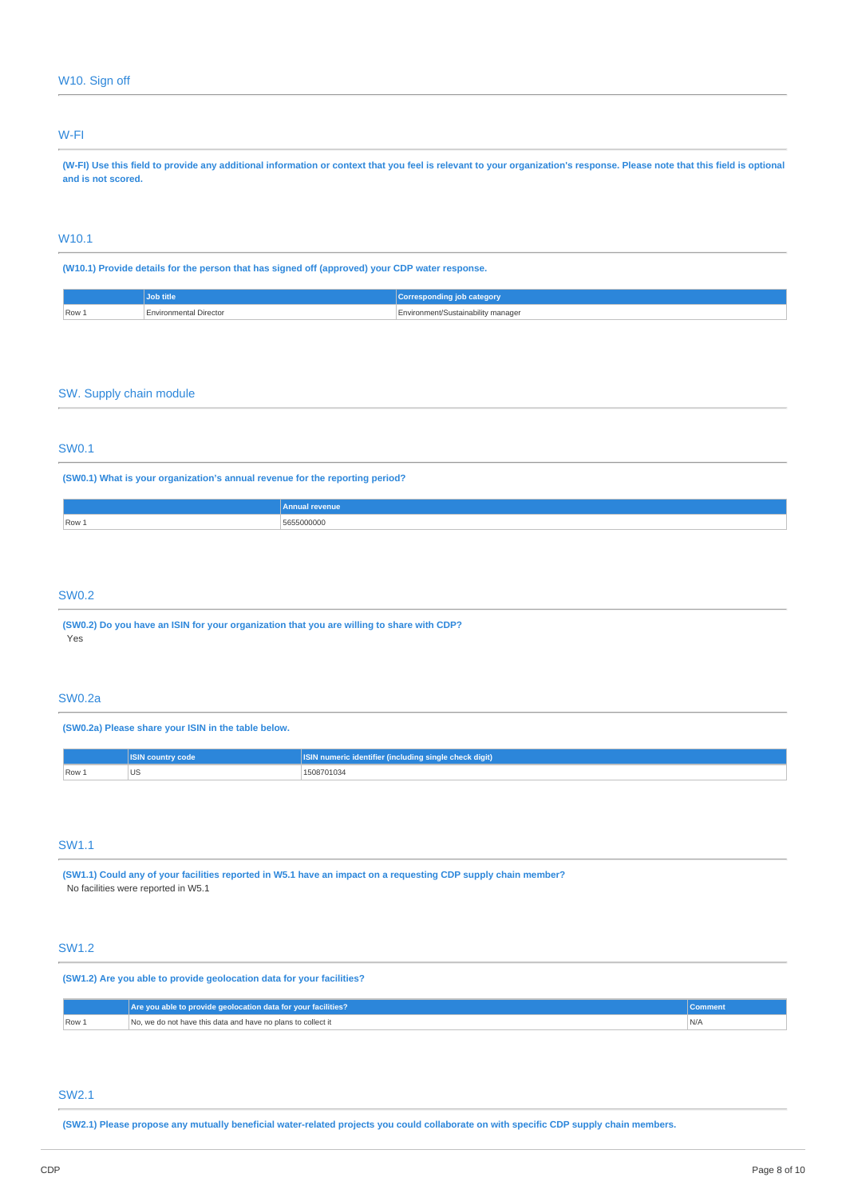## W10. Sign off

### W-FI

**(W-FI) Use this field to provide any additional information or context that you feel is relevant to your organization's response. Please note that this field is optional and is not scored.**

### W10.1

**(W10.1) Provide details for the person that has signed off (approved) your CDP water response.**

| | Job title | Corresponding job category |
|---|---|---|
| Row 1 | Environmental Director | Environment/Sustainability manager |

## SW. Supply chain module

### SW0.1

**(SW0.1) What is your organization's annual revenue for the reporting period?**

| | Annual revenue |
|---|---|
| Row 1 | 5655000000 |

### SW0.2

**(SW0.2) Do you have an ISIN for your organization that you are willing to share with CDP?**

Yes

### SW0.2a

**(SW0.2a) Please share your ISIN in the table below.**

| | ISIN country code | ISIN numeric identifier (including single check digit) |
|---|---|---|
| Row 1 | US | 1508701034 |

### SW1.1

**(SW1.1) Could any of your facilities reported in W5.1 have an impact on a requesting CDP supply chain member?**

No facilities were reported in W5.1

### SW1.2

**(SW1.2) Are you able to provide geolocation data for your facilities?**

| | Are you able to provide geolocation data for your facilities? | Comment |
|---|---|---|
| Row 1 | No, we do not have this data and have no plans to collect it | N/A |

### SW2.1

**(SW2.1) Please propose any mutually beneficial water-related projects you could collaborate on with specific CDP supply chain members.**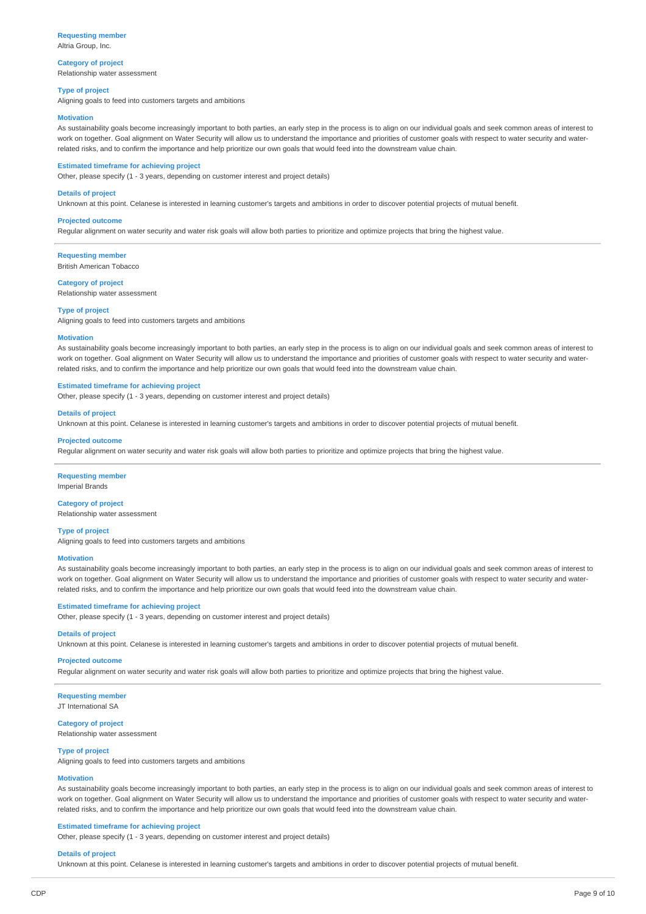**Requesting member**
Altria Group, Inc.

**Category of project**
Relationship water assessment

**Type of project**
Aligning goals to feed into customers targets and ambitions

**Motivation**
As sustainability goals become increasingly important to both parties, an early step in the process is to align on our individual goals and seek common areas of interest to work on together. Goal alignment on Water Security will allow us to understand the importance and priorities of customer goals with respect to water security and water-related risks, and to confirm the importance and help prioritize our own goals that would feed into the downstream value chain.

**Estimated timeframe for achieving project**
Other, please specify (1 - 3 years, depending on customer interest and project details)

**Details of project**
Unknown at this point. Celanese is interested in learning customer's targets and ambitions in order to discover potential projects of mutual benefit.

**Projected outcome**
Regular alignment on water security and water risk goals will allow both parties to prioritize and optimize projects that bring the highest value.

---

**Requesting member**
British American Tobacco

**Category of project**
Relationship water assessment

**Type of project**
Aligning goals to feed into customers targets and ambitions

**Motivation**
As sustainability goals become increasingly important to both parties, an early step in the process is to align on our individual goals and seek common areas of interest to work on together. Goal alignment on Water Security will allow us to understand the importance and priorities of customer goals with respect to water security and water-related risks, and to confirm the importance and help prioritize our own goals that would feed into the downstream value chain.

**Estimated timeframe for achieving project**
Other, please specify (1 - 3 years, depending on customer interest and project details)

**Details of project**
Unknown at this point. Celanese is interested in learning customer's targets and ambitions in order to discover potential projects of mutual benefit.

**Projected outcome**
Regular alignment on water security and water risk goals will allow both parties to prioritize and optimize projects that bring the highest value.

---

**Requesting member**
Imperial Brands

**Category of project**
Relationship water assessment

**Type of project**
Aligning goals to feed into customers targets and ambitions

**Motivation**
As sustainability goals become increasingly important to both parties, an early step in the process is to align on our individual goals and seek common areas of interest to work on together. Goal alignment on Water Security will allow us to understand the importance and priorities of customer goals with respect to water security and water-related risks, and to confirm the importance and help prioritize our own goals that would feed into the downstream value chain.

**Estimated timeframe for achieving project**
Other, please specify (1 - 3 years, depending on customer interest and project details)

**Details of project**
Unknown at this point. Celanese is interested in learning customer's targets and ambitions in order to discover potential projects of mutual benefit.

**Projected outcome**
Regular alignment on water security and water risk goals will allow both parties to prioritize and optimize projects that bring the highest value.

---

**Requesting member**
JT International SA

**Category of project**
Relationship water assessment

**Type of project**
Aligning goals to feed into customers targets and ambitions

**Motivation**
As sustainability goals become increasingly important to both parties, an early step in the process is to align on our individual goals and seek common areas of interest to work on together. Goal alignment on Water Security will allow us to understand the importance and priorities of customer goals with respect to water security and water-related risks, and to confirm the importance and help prioritize our own goals that would feed into the downstream value chain.

**Estimated timeframe for achieving project**
Other, please specify (1 - 3 years, depending on customer interest and project details)

**Details of project**
Unknown at this point. Celanese is interested in learning customer's targets and ambitions in order to discover potential projects of mutual benefit.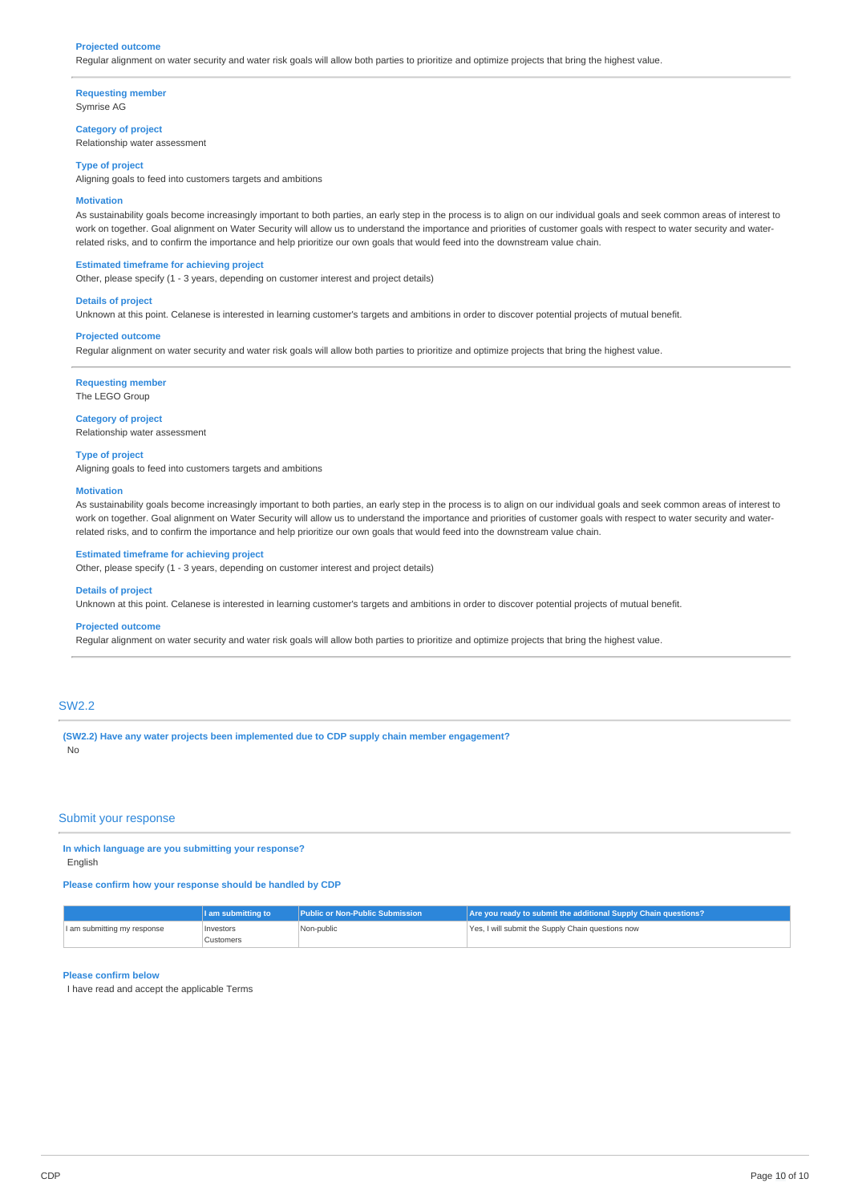**Projected outcome**

Regular alignment on water security and water risk goals will allow both parties to prioritize and optimize projects that bring the highest value.

**Requesting member**

Symrise AG

**Category of project**

Relationship water assessment

**Type of project**

Aligning goals to feed into customers targets and ambitions

**Motivation**

As sustainability goals become increasingly important to both parties, an early step in the process is to align on our individual goals and seek common areas of interest to work on together. Goal alignment on Water Security will allow us to understand the importance and priorities of customer goals with respect to water security and water-related risks, and to confirm the importance and help prioritize our own goals that would feed into the downstream value chain.

**Estimated timeframe for achieving project**

Other, please specify (1 - 3 years, depending on customer interest and project details)

**Details of project**

Unknown at this point. Celanese is interested in learning customer's targets and ambitions in order to discover potential projects of mutual benefit.

**Projected outcome**

Regular alignment on water security and water risk goals will allow both parties to prioritize and optimize projects that bring the highest value.

**Requesting member**

The LEGO Group

**Category of project**

Relationship water assessment

**Type of project**

Aligning goals to feed into customers targets and ambitions

**Motivation**

As sustainability goals become increasingly important to both parties, an early step in the process is to align on our individual goals and seek common areas of interest to work on together. Goal alignment on Water Security will allow us to understand the importance and priorities of customer goals with respect to water security and water-related risks, and to confirm the importance and help prioritize our own goals that would feed into the downstream value chain.

**Estimated timeframe for achieving project**

Other, please specify (1 - 3 years, depending on customer interest and project details)

**Details of project**

Unknown at this point. Celanese is interested in learning customer's targets and ambitions in order to discover potential projects of mutual benefit.

**Projected outcome**

Regular alignment on water security and water risk goals will allow both parties to prioritize and optimize projects that bring the highest value.

## SW2.2

**(SW2.2) Have any water projects been implemented due to CDP supply chain member engagement?**

No

## Submit your response

**In which language are you submitting your response?**

English

**Please confirm how your response should be handled by CDP**

| | I am submitting to | Public or Non-Public Submission | Are you ready to submit the additional Supply Chain questions? |
|---|---|---|---|
| I am submitting my response | Investors<br>Customers | Non-public | Yes, I will submit the Supply Chain questions now |

**Please confirm below**

I have read and accept the applicable Terms